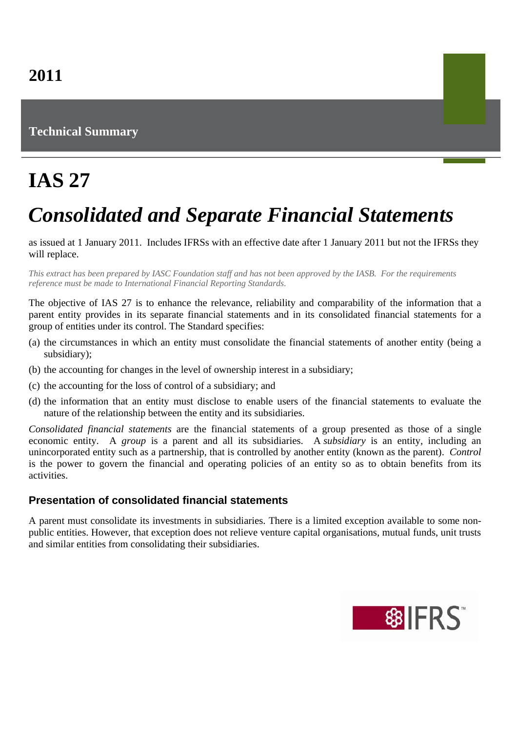**2011**

**Technical Summary**

# IAS 27

# *Consolidated and Separate Financial Statements*

as issued at 1 January 2011. Includes IFRSs with an effective date after 1 January 2011 but not the IFRSs they will replace.

*This extract has been prepared by IASC Foundation staff and has not been approved by the IASB. For the requirements reference must be made to International Financial Reporting Standards.*

The objective of IAS 27 is to enhance the relevance, reliability and comparability of the information that a parent entity provides in its separate financial statements and in its consolidated financial statements for a group of entities under its control. The Standard specifies:

(a) the circumstances in which an entity must consolidate the financial statements of another entity (being a subsidiary);

(b) the accounting for changes in the level of ownership interest in a subsidiary;

(c) the accounting for the loss of control of a subsidiary; and

(d) the information that an entity must disclose to enable users of the financial statements to evaluate the nature of the relationship between the entity and its subsidiaries.

*Consolidated financial statements* are the financial statements of a group presented as those of a single economic entity. A *group* is a parent and all its subsidiaries. A *subsidiary* is an entity, including an unincorporated entity such as a partnership, that is controlled by another entity (known as the parent). *Control* is the power to govern the financial and operating policies of an entity so as to obtain benefits from its activities.

## Presentation of consolidated financial statements

A parent must consolidate its investments in subsidiaries. There is a limited exception available to some non-public entities. However, that exception does not relieve venture capital organisations, mutual funds, unit trusts and similar entities from consolidating their subsidiaries.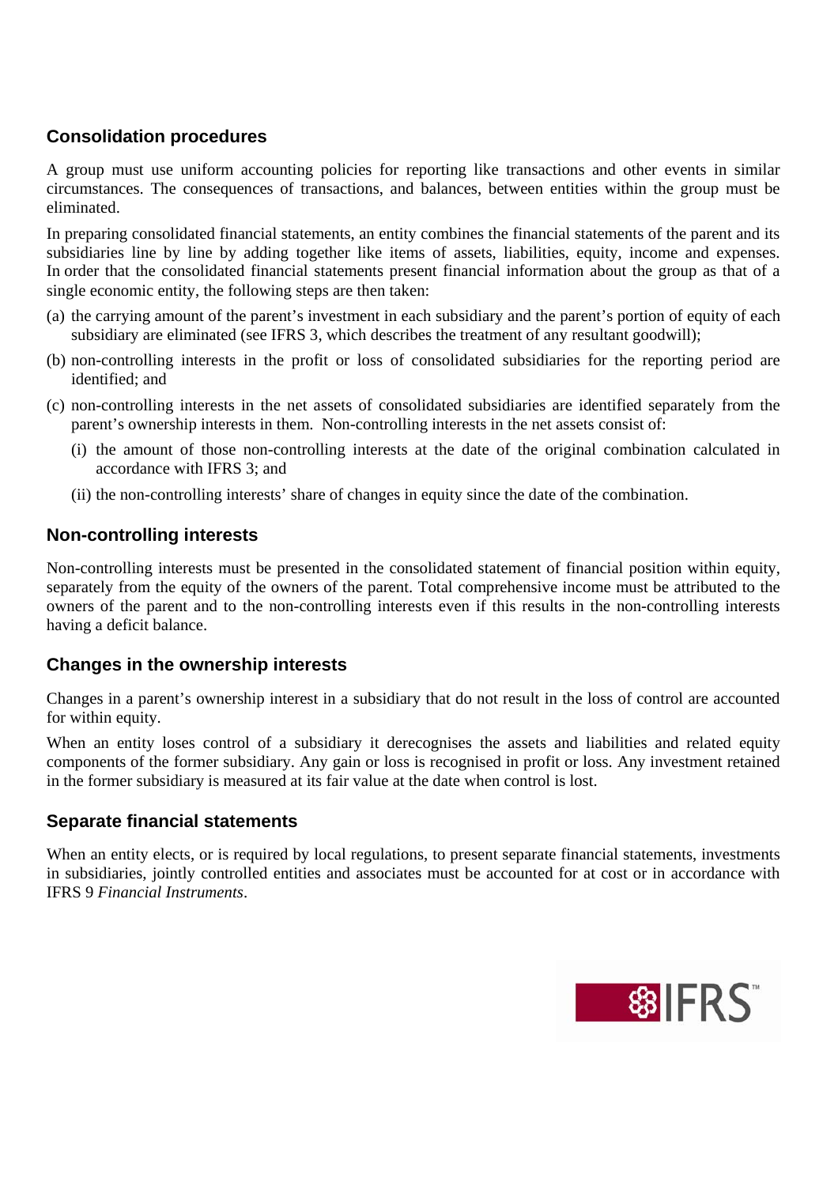## Consolidation procedures

A group must use uniform accounting policies for reporting like transactions and other events in similar circumstances. The consequences of transactions, and balances, between entities within the group must be eliminated.

In preparing consolidated financial statements, an entity combines the financial statements of the parent and its subsidiaries line by line by adding together like items of assets, liabilities, equity, income and expenses. In order that the consolidated financial statements present financial information about the group as that of a single economic entity, the following steps are then taken:

(a) the carrying amount of the parent's investment in each subsidiary and the parent's portion of equity of each subsidiary are eliminated (see IFRS 3, which describes the treatment of any resultant goodwill);

(b) non-controlling interests in the profit or loss of consolidated subsidiaries for the reporting period are identified; and

(c) non-controlling interests in the net assets of consolidated subsidiaries are identified separately from the parent's ownership interests in them. Non-controlling interests in the net assets consist of:

  (i) the amount of those non-controlling interests at the date of the original combination calculated in accordance with IFRS 3; and

  (ii) the non-controlling interests' share of changes in equity since the date of the combination.

## Non-controlling interests

Non-controlling interests must be presented in the consolidated statement of financial position within equity, separately from the equity of the owners of the parent. Total comprehensive income must be attributed to the owners of the parent and to the non-controlling interests even if this results in the non-controlling interests having a deficit balance.

## Changes in the ownership interests

Changes in a parent's ownership interest in a subsidiary that do not result in the loss of control are accounted for within equity.

When an entity loses control of a subsidiary it derecognises the assets and liabilities and related equity components of the former subsidiary. Any gain or loss is recognised in profit or loss. Any investment retained in the former subsidiary is measured at its fair value at the date when control is lost.

## Separate financial statements

When an entity elects, or is required by local regulations, to present separate financial statements, investments in subsidiaries, jointly controlled entities and associates must be accounted for at cost or in accordance with IFRS 9 *Financial Instruments*.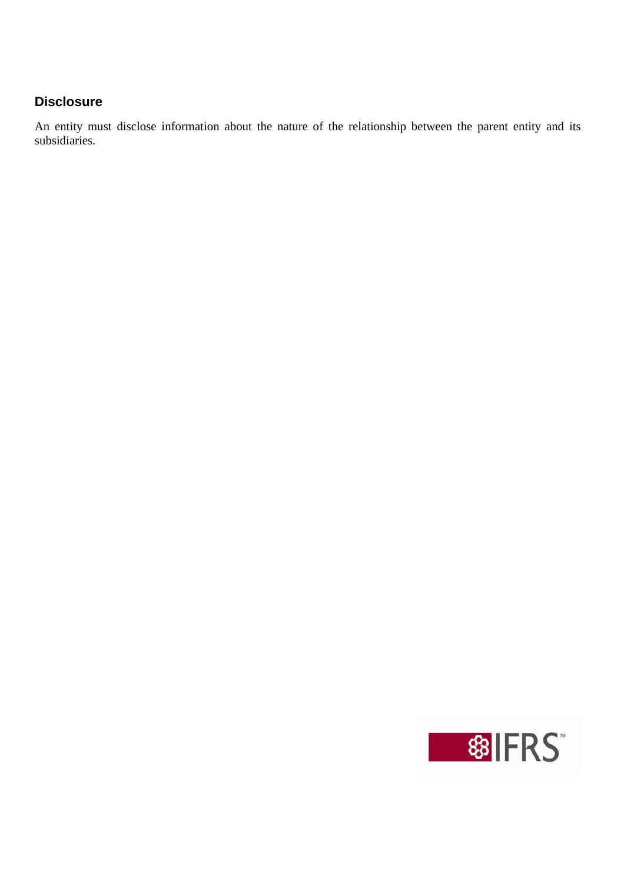## Disclosure

An entity must disclose information about the nature of the relationship between the parent entity and its subsidiaries.